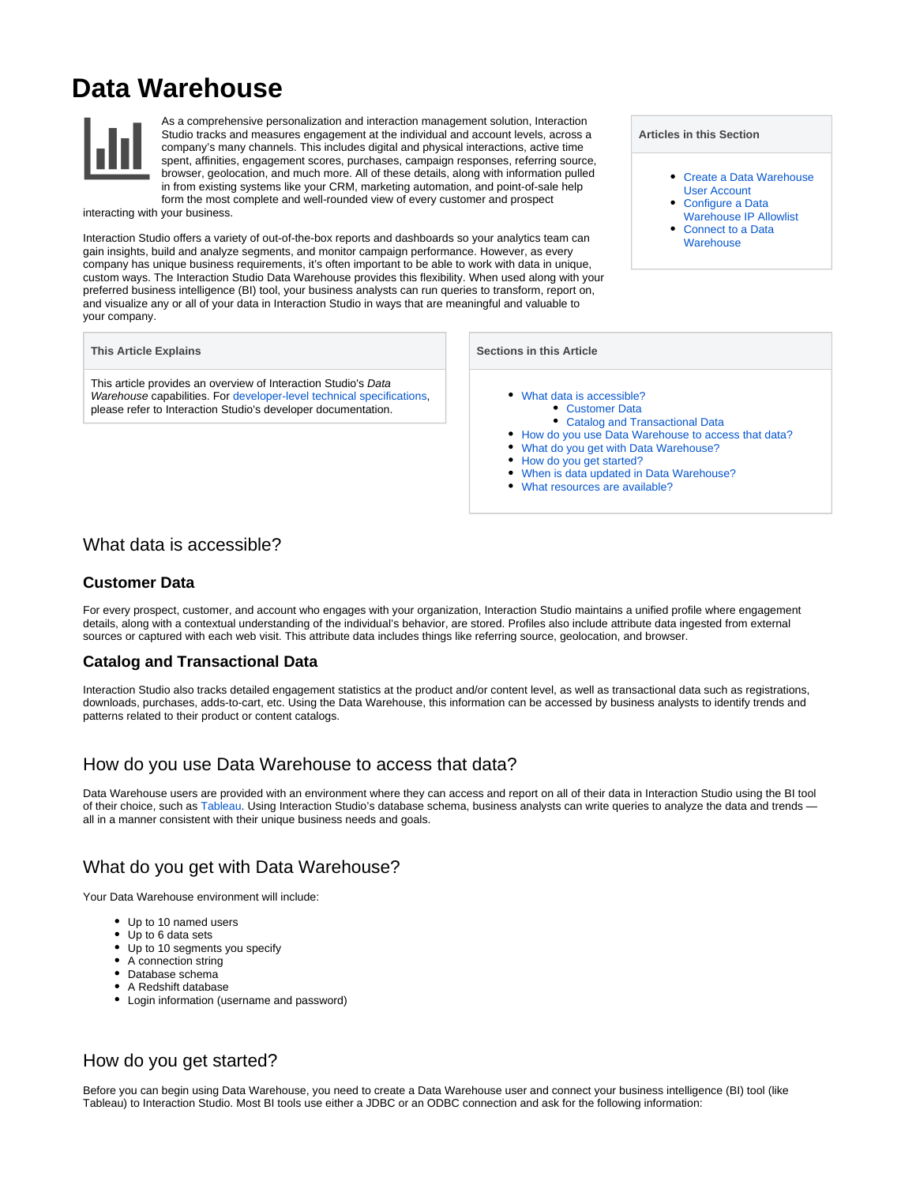# Data Warehouse

As a comprehensive personalization and interaction management solution, Interaction Studio tracks and measures engagement at the individual and account levels, across a company's many channels. This includes digital and physical interactions, active time spent, affinities, engagement scores, purchases, campaign responses, referring source, browser, geolocation, and much more. All of these details, along with information pulled in from existing systems like your CRM, marketing automation, and point-of-sale help form the most complete and well-rounded view of every customer and prospect interacting with your business.

Interaction Studio offers a variety of out-of-the-box reports and dashboards so your analytics team can gain insights, build and analyze segments, and monitor campaign performance. However, as every company has unique business requirements, it's often important to be able to work with data in unique, custom ways. The Interaction Studio Data Warehouse provides this flexibility. When used along with your preferred business intelligence (BI) tool, your business analysts can run queries to transform, report on, and visualize any or all of your data in Interaction Studio in ways that are meaningful and valuable to your company.

**Articles in this Section**

- Create a Data Warehouse User Account
- Configure a Data Warehouse IP Allowlist
- Connect to a Data Warehouse

**This Article Explains**

This article provides an overview of Interaction Studio's *Data Warehouse* capabilities. For developer-level technical specifications, please refer to Interaction Studio's developer documentation.

**Sections in this Article**

- What data is accessible?
  - Customer Data
  - Catalog and Transactional Data
- How do you use Data Warehouse to access that data?
- What do you get with Data Warehouse?
- How do you get started?
- When is data updated in Data Warehouse?
- What resources are available?

## What data is accessible?

### Customer Data

For every prospect, customer, and account who engages with your organization, Interaction Studio maintains a unified profile where engagement details, along with a contextual understanding of the individual's behavior, are stored. Profiles also include attribute data ingested from external sources or captured with each web visit. This attribute data includes things like referring source, geolocation, and browser.

### Catalog and Transactional Data

Interaction Studio also tracks detailed engagement statistics at the product and/or content level, as well as transactional data such as registrations, downloads, purchases, adds-to-cart, etc. Using the Data Warehouse, this information can be accessed by business analysts to identify trends and patterns related to their product or content catalogs.

## How do you use Data Warehouse to access that data?

Data Warehouse users are provided with an environment where they can access and report on all of their data in Interaction Studio using the BI tool of their choice, such as Tableau. Using Interaction Studio's database schema, business analysts can write queries to analyze the data and trends — all in a manner consistent with their unique business needs and goals.

## What do you get with Data Warehouse?

Your Data Warehouse environment will include:

- Up to 10 named users
- Up to 6 data sets
- Up to 10 segments you specify
- A connection string
- Database schema
- A Redshift database
- Login information (username and password)

## How do you get started?

Before you can begin using Data Warehouse, you need to create a Data Warehouse user and connect your business intelligence (BI) tool (like Tableau) to Interaction Studio. Most BI tools use either a JDBC or an ODBC connection and ask for the following information: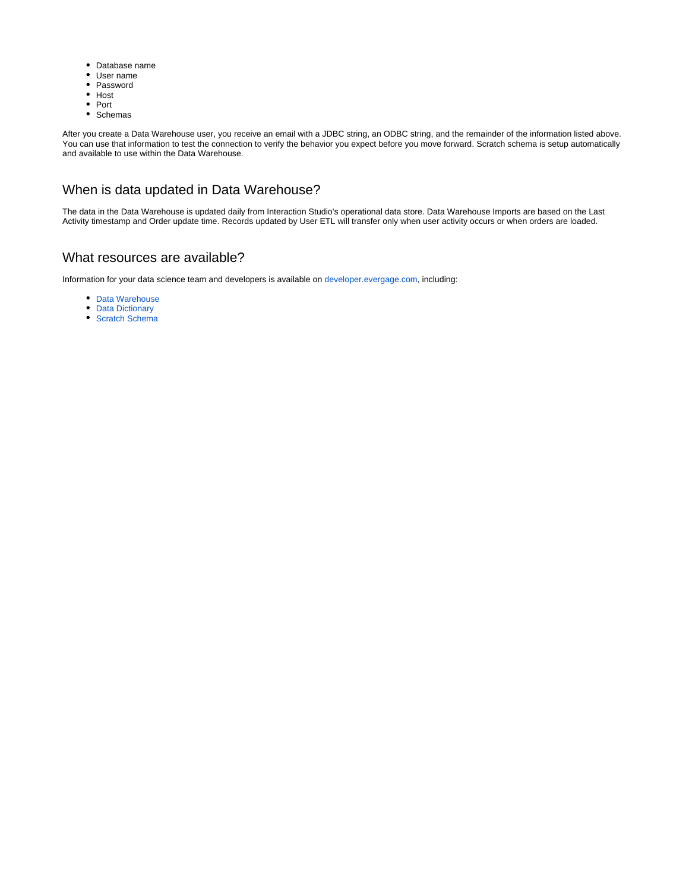- Database name
- User name
- Password
- Host
- Port
- Schemas

After you create a Data Warehouse user, you receive an email with a JDBC string, an ODBC string, and the remainder of the information listed above. You can use that information to test the connection to verify the behavior you expect before you move forward. Scratch schema is setup automatically and available to use within the Data Warehouse.

## When is data updated in Data Warehouse?

The data in the Data Warehouse is updated daily from Interaction Studio's operational data store. Data Warehouse Imports are based on the Last Activity timestamp and Order update time. Records updated by User ETL will transfer only when user activity occurs or when orders are loaded.

## What resources are available?

Information for your data science team and developers is available on developer.evergage.com, including:

- Data Warehouse
- Data Dictionary
- Scratch Schema